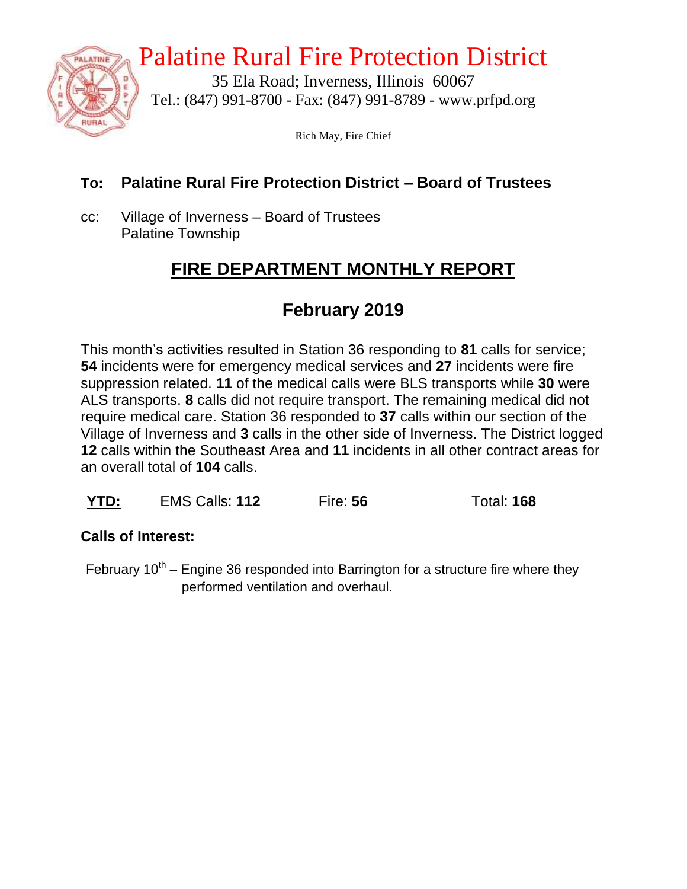# Palatine Rural Fire Protection District

35 Ela Road; Inverness, Illinois 60067
Tel.: (847) 991-8700 - Fax: (847) 991-8789 - www.prfpd.org

Rich May, Fire Chief

**To: Palatine Rural Fire Protection District – Board of Trustees**

cc: Village of Inverness – Board of Trustees
Palatine Township

## FIRE DEPARTMENT MONTHLY REPORT

## February 2019

This month's activities resulted in Station 36 responding to **81** calls for service; **54** incidents were for emergency medical services and **27** incidents were fire suppression related. **11** of the medical calls were BLS transports while **30** were ALS transports. **8** calls did not require transport. The remaining medical did not require medical care. Station 36 responded to **37** calls within our section of the Village of Inverness and **3** calls in the other side of Inverness. The District logged **12** calls within the Southeast Area and **11** incidents in all other contract areas for an overall total of **104** calls.

| **YTD:** | EMS Calls: **112** | Fire: **56** | Total: **168** |
|---|---|---|---|

**Calls of Interest:**

February 10th – Engine 36 responded into Barrington for a structure fire where they performed ventilation and overhaul.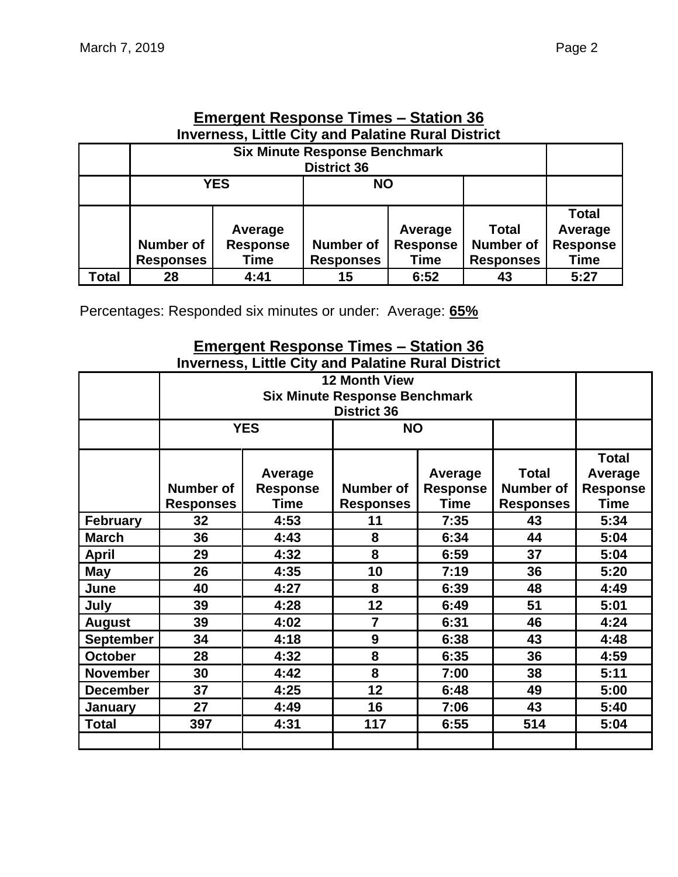## Emergent Response Times – Station 36

**Inverness, Little City and Palatine Rural District**

| | Six Minute Response Benchmark District 36 | | | | | |
|---|---|---|---|---|---|---|
| | YES | | NO | | | |
| | Number of Responses | Average Response Time | Number of Responses | Average Response Time | Total Number of Responses | Total Average Response Time |
| **Total** | 28 | 4:41 | 15 | 6:52 | 43 | 5:27 |

Percentages: Responded six minutes or under: Average: **65%**

## Emergent Response Times – Station 36

**Inverness, Little City and Palatine Rural District**

| | 12 Month View Six Minute Response Benchmark District 36 | | | | | |
|---|---|---|---|---|---|---|
| | YES | | NO | | | |
| | Number of Responses | Average Response Time | Number of Responses | Average Response Time | Total Number of Responses | Total Average Response Time |
| **February** | 32 | 4:53 | 11 | 7:35 | 43 | 5:34 |
| **March** | 36 | 4:43 | 8 | 6:34 | 44 | 5:04 |
| **April** | 29 | 4:32 | 8 | 6:59 | 37 | 5:04 |
| **May** | 26 | 4:35 | 10 | 7:19 | 36 | 5:20 |
| **June** | 40 | 4:27 | 8 | 6:39 | 48 | 4:49 |
| **July** | 39 | 4:28 | 12 | 6:49 | 51 | 5:01 |
| **August** | 39 | 4:02 | 7 | 6:31 | 46 | 4:24 |
| **September** | 34 | 4:18 | 9 | 6:38 | 43 | 4:48 |
| **October** | 28 | 4:32 | 8 | 6:35 | 36 | 4:59 |
| **November** | 30 | 4:42 | 8 | 7:00 | 38 | 5:11 |
| **December** | 37 | 4:25 | 12 | 6:48 | 49 | 5:00 |
| **January** | 27 | 4:49 | 16 | 7:06 | 43 | 5:40 |
| **Total** | 397 | 4:31 | 117 | 6:55 | 514 | 5:04 |
| | | | | | | |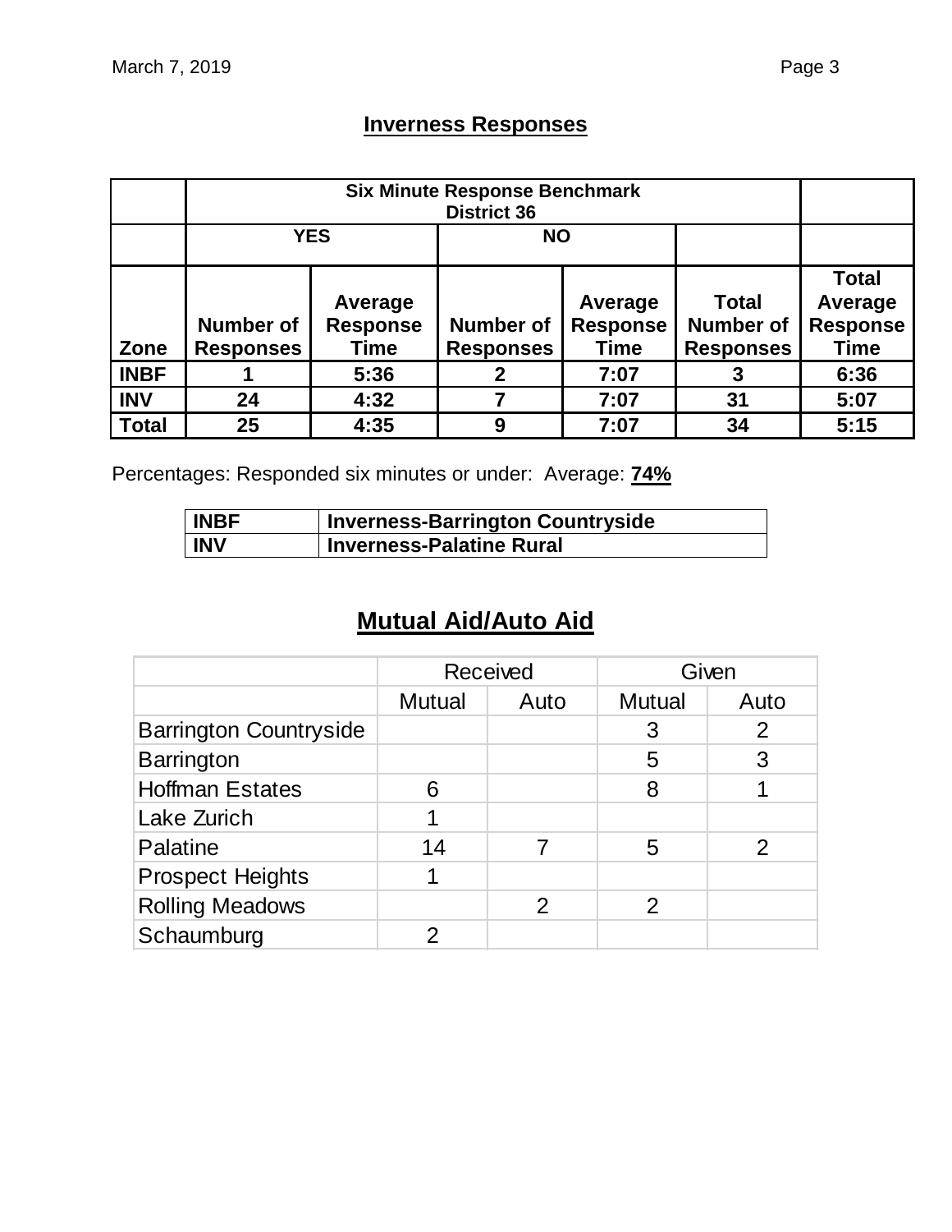## Inverness Responses

| | Six Minute Response Benchmark District 36 | | | | | |
|---|---|---|---|---|---|---|
| | YES | | NO | | | |
| Zone | Number of Responses | Average Response Time | Number of Responses | Average Response Time | Total Number of Responses | Total Average Response Time |
| INBF | 1 | 5:36 | 2 | 7:07 | 3 | 6:36 |
| INV | 24 | 4:32 | 7 | 7:07 | 31 | 5:07 |
| Total | 25 | 4:35 | 9 | 7:07 | 34 | 5:15 |

Percentages: Responded six minutes or under: Average: **74%**

| INBF | Inverness-Barrington Countryside |
|---|---|
| INV | Inverness-Palatine Rural |

## Mutual Aid/Auto Aid

| | Received | | Given | |
|---|---|---|---|---|
| | Mutual | Auto | Mutual | Auto |
| Barrington Countryside | | | 3 | 2 |
| Barrington | | | 5 | 3 |
| Hoffman Estates | 6 | | 8 | 1 |
| Lake Zurich | 1 | | | |
| Palatine | 14 | 7 | 5 | 2 |
| Prospect Heights | 1 | | | |
| Rolling Meadows | | 2 | 2 | |
| Schaumburg | 2 | | | |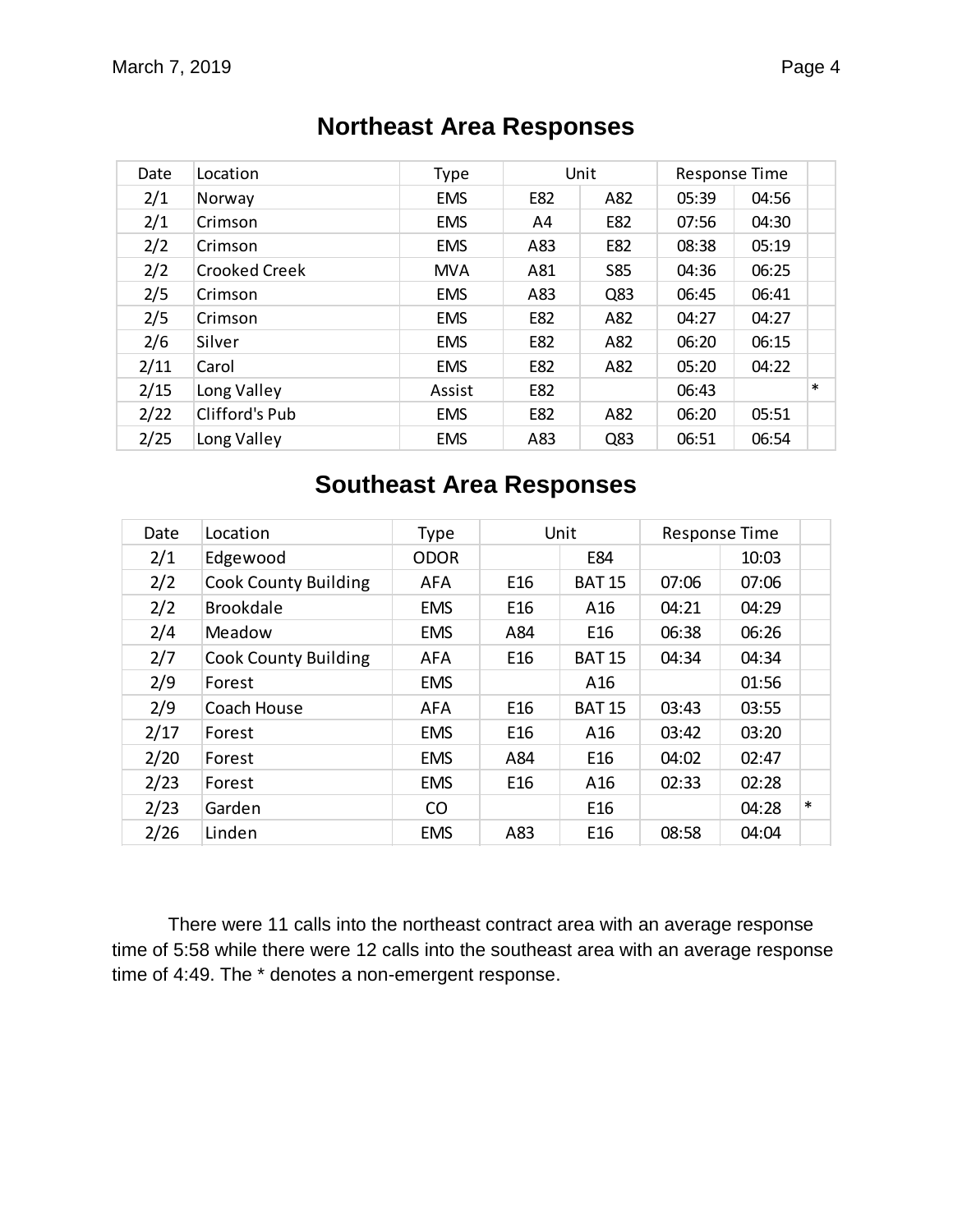## Northeast Area Responses

| Date | Location | Type | Unit | | Response Time | | |
|---|---|---|---|---|---|---|---|
| 2/1 | Norway | EMS | E82 | A82 | 05:39 | 04:56 | |
| 2/1 | Crimson | EMS | A4 | E82 | 07:56 | 04:30 | |
| 2/2 | Crimson | EMS | A83 | E82 | 08:38 | 05:19 | |
| 2/2 | Crooked Creek | MVA | A81 | S85 | 04:36 | 06:25 | |
| 2/5 | Crimson | EMS | A83 | Q83 | 06:45 | 06:41 | |
| 2/5 | Crimson | EMS | E82 | A82 | 04:27 | 04:27 | |
| 2/6 | Silver | EMS | E82 | A82 | 06:20 | 06:15 | |
| 2/11 | Carol | EMS | E82 | A82 | 05:20 | 04:22 | |
| 2/15 | Long Valley | Assist | E82 | | 06:43 | | * |
| 2/22 | Clifford's Pub | EMS | E82 | A82 | 06:20 | 05:51 | |
| 2/25 | Long Valley | EMS | A83 | Q83 | 06:51 | 06:54 | |

## Southeast Area Responses

| Date | Location | Type | Unit | | Response Time | | |
|---|---|---|---|---|---|---|---|
| 2/1 | Edgewood | ODOR | | E84 | | 10:03 | |
| 2/2 | Cook County Building | AFA | E16 | BAT 15 | 07:06 | 07:06 | |
| 2/2 | Brookdale | EMS | E16 | A16 | 04:21 | 04:29 | |
| 2/4 | Meadow | EMS | A84 | E16 | 06:38 | 06:26 | |
| 2/7 | Cook County Building | AFA | E16 | BAT 15 | 04:34 | 04:34 | |
| 2/9 | Forest | EMS | | A16 | | 01:56 | |
| 2/9 | Coach House | AFA | E16 | BAT 15 | 03:43 | 03:55 | |
| 2/17 | Forest | EMS | E16 | A16 | 03:42 | 03:20 | |
| 2/20 | Forest | EMS | A84 | E16 | 04:02 | 02:47 | |
| 2/23 | Forest | EMS | E16 | A16 | 02:33 | 02:28 | |
| 2/23 | Garden | CO | | E16 | | 04:28 | * |
| 2/26 | Linden | EMS | A83 | E16 | 08:58 | 04:04 | |

There were 11 calls into the northeast contract area with an average response time of 5:58 while there were 12 calls into the southeast area with an average response time of 4:49. The * denotes a non-emergent response.